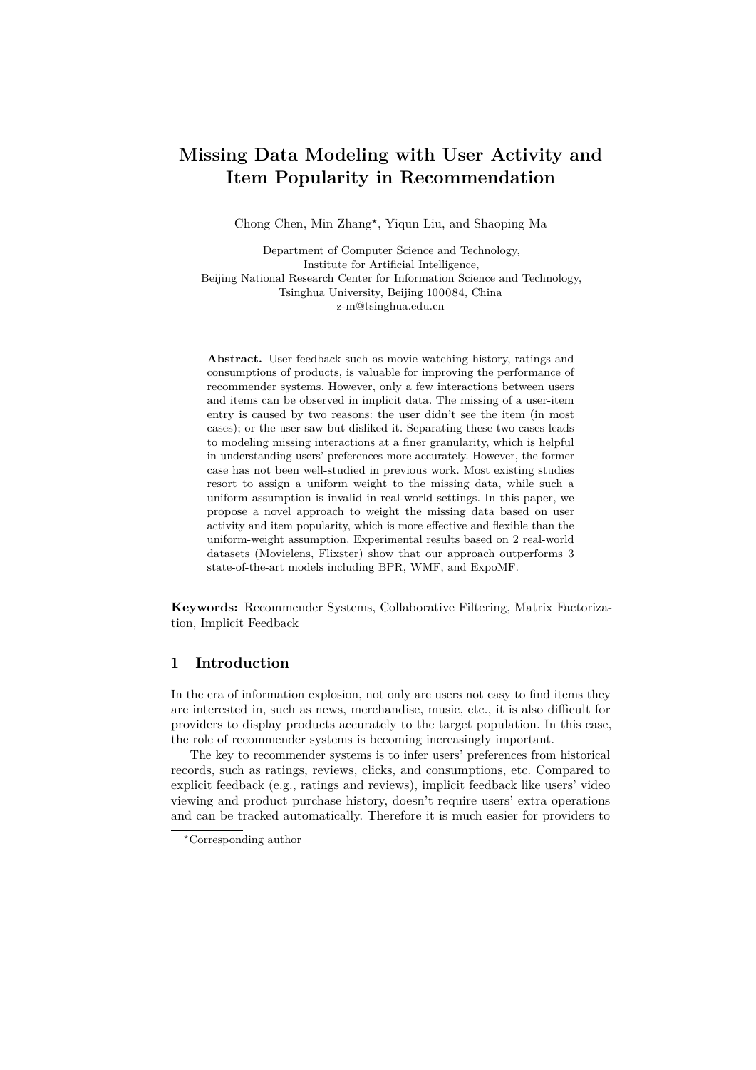# Missing Data Modeling with User Activity and Item Popularity in Recommendation

Chong Chen, Min Zhang*, Yiqun Liu, and Shaoping Ma

Department of Computer Science and Technology,
Institute for Artificial Intelligence,
Beijing National Research Center for Information Science and Technology,
Tsinghua University, Beijing 100084, China
z-m@tsinghua.edu.cn

**Abstract.** User feedback such as movie watching history, ratings and consumptions of products, is valuable for improving the performance of recommender systems. However, only a few interactions between users and items can be observed in implicit data. The missing of a user-item entry is caused by two reasons: the user didn't see the item (in most cases); or the user saw but disliked it. Separating these two cases leads to modeling missing interactions at a finer granularity, which is helpful in understanding users' preferences more accurately. However, the former case has not been well-studied in previous work. Most existing studies resort to assign a uniform weight to the missing data, while such a uniform assumption is invalid in real-world settings. In this paper, we propose a novel approach to weight the missing data based on user activity and item popularity, which is more effective and flexible than the uniform-weight assumption. Experimental results based on 2 real-world datasets (Movielens, Flixster) show that our approach outperforms 3 state-of-the-art models including BPR, WMF, and ExpoMF.

**Keywords:** Recommender Systems, Collaborative Filtering, Matrix Factorization, Implicit Feedback

## 1 Introduction

In the era of information explosion, not only are users not easy to find items they are interested in, such as news, merchandise, music, etc., it is also difficult for providers to display products accurately to the target population. In this case, the role of recommender systems is becoming increasingly important.

The key to recommender systems is to infer users' preferences from historical records, such as ratings, reviews, clicks, and consumptions, etc. Compared to explicit feedback (e.g., ratings and reviews), implicit feedback like users' video viewing and product purchase history, doesn't require users' extra operations and can be tracked automatically. Therefore it is much easier for providers to

*Corresponding author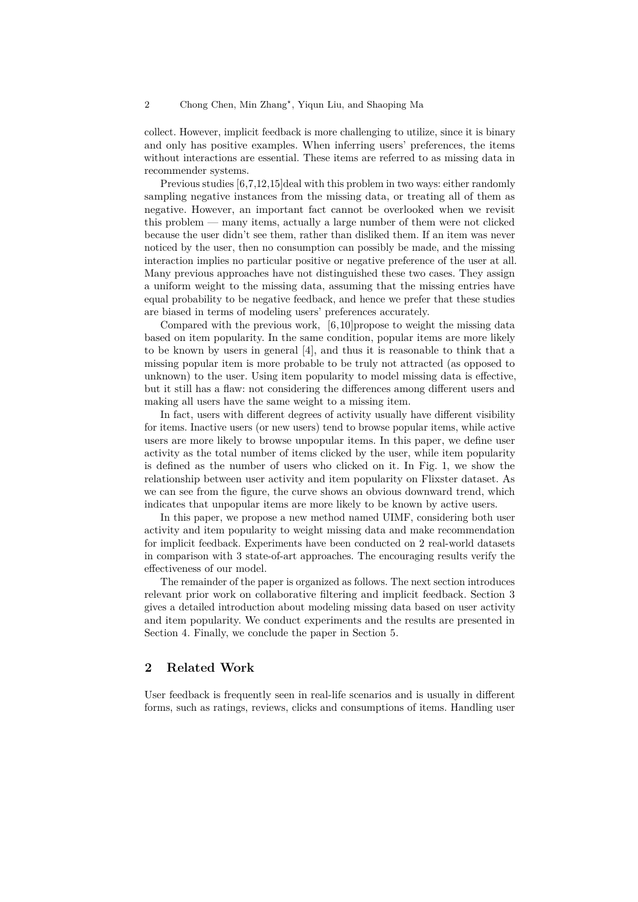collect. However, implicit feedback is more challenging to utilize, since it is binary and only has positive examples. When inferring users' preferences, the items without interactions are essential. These items are referred to as missing data in recommender systems.

Previous studies [6,7,12,15]deal with this problem in two ways: either randomly sampling negative instances from the missing data, or treating all of them as negative. However, an important fact cannot be overlooked when we revisit this problem — many items, actually a large number of them were not clicked because the user didn't see them, rather than disliked them. If an item was never noticed by the user, then no consumption can possibly be made, and the missing interaction implies no particular positive or negative preference of the user at all. Many previous approaches have not distinguished these two cases. They assign a uniform weight to the missing data, assuming that the missing entries have equal probability to be negative feedback, and hence we prefer that these studies are biased in terms of modeling users' preferences accurately.

Compared with the previous work, [6,10]propose to weight the missing data based on item popularity. In the same condition, popular items are more likely to be known by users in general [4], and thus it is reasonable to think that a missing popular item is more probable to be truly not attracted (as opposed to unknown) to the user. Using item popularity to model missing data is effective, but it still has a flaw: not considering the differences among different users and making all users have the same weight to a missing item.

In fact, users with different degrees of activity usually have different visibility for items. Inactive users (or new users) tend to browse popular items, while active users are more likely to browse unpopular items. In this paper, we define user activity as the total number of items clicked by the user, while item popularity is defined as the number of users who clicked on it. In Fig. 1, we show the relationship between user activity and item popularity on Flixster dataset. As we can see from the figure, the curve shows an obvious downward trend, which indicates that unpopular items are more likely to be known by active users.

In this paper, we propose a new method named UIMF, considering both user activity and item popularity to weight missing data and make recommendation for implicit feedback. Experiments have been conducted on 2 real-world datasets in comparison with 3 state-of-art approaches. The encouraging results verify the effectiveness of our model.

The remainder of the paper is organized as follows. The next section introduces relevant prior work on collaborative filtering and implicit feedback. Section 3 gives a detailed introduction about modeling missing data based on user activity and item popularity. We conduct experiments and the results are presented in Section 4. Finally, we conclude the paper in Section 5.

## 2 Related Work

User feedback is frequently seen in real-life scenarios and is usually in different forms, such as ratings, reviews, clicks and consumptions of items. Handling user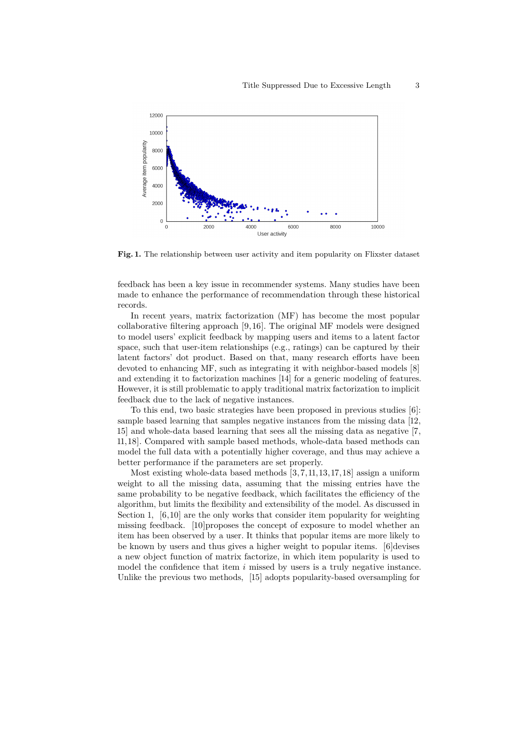**Fig. 1.** The relationship between user activity and item popularity on Flixster dataset

feedback has been a key issue in recommender systems. Many studies have been made to enhance the performance of recommendation through these historical records.

In recent years, matrix factorization (MF) has become the most popular collaborative filtering approach [9,16]. The original MF models were designed to model users' explicit feedback by mapping users and items to a latent factor space, such that user-item relationships (e.g., ratings) can be captured by their latent factors' dot product. Based on that, many research efforts have been devoted to enhancing MF, such as integrating it with neighbor-based models [8] and extending it to factorization machines [14] for a generic modeling of features. However, it is still problematic to apply traditional matrix factorization to implicit feedback due to the lack of negative instances.

To this end, two basic strategies have been proposed in previous studies [6]: sample based learning that samples negative instances from the missing data [12, 15] and whole-data based learning that sees all the missing data as negative [7, 11,18]. Compared with sample based methods, whole-data based methods can model the full data with a potentially higher coverage, and thus may achieve a better performance if the parameters are set properly.

Most existing whole-data based methods [3,7,11,13,17,18] assign a uniform weight to all the missing data, assuming that the missing entries have the same probability to be negative feedback, which facilitates the efficiency of the algorithm, but limits the flexibility and extensibility of the model. As discussed in Section 1, [6,10] are the only works that consider item popularity for weighting missing feedback. [10]proposes the concept of exposure to model whether an item has been observed by a user. It thinks that popular items are more likely to be known by users and thus gives a higher weight to popular items. [6]devises a new object function of matrix factorize, in which item popularity is used to model the confidence that item $i$ missed by users is a truly negative instance. Unlike the previous two methods, [15] adopts popularity-based oversampling for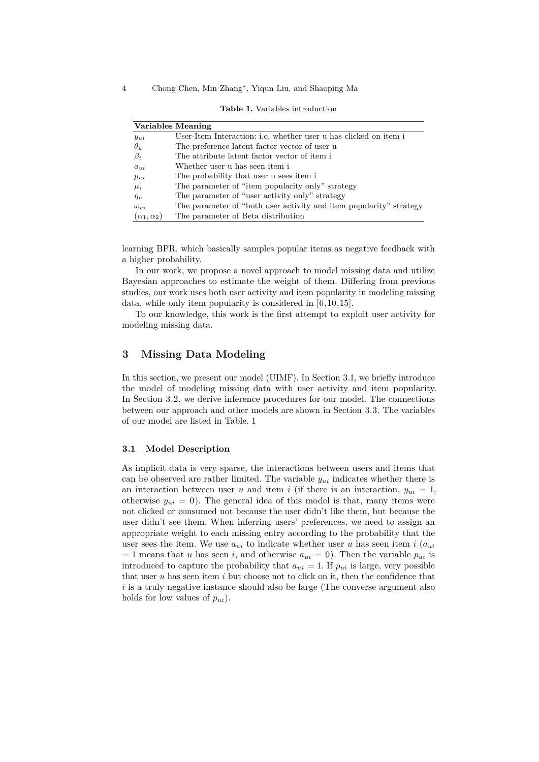**Table 1.** Variables introduction

| Variables | Meaning |
|---|---|
| $y_{ui}$ | User-Item Interaction: i.e. whether user u has clicked on item i |
| $\theta_u$ | The preference latent factor vector of user u |
| $\beta_i$ | The attribute latent factor vector of item i |
| $a_{ui}$ | Whether user u has seen item i |
| $p_{ui}$ | The probability that user u sees item i |
| $\mu_i$ | The parameter of "item popularity only" strategy |
| $\eta_u$ | The parameter of "user activity only" strategy |
| $\omega_{ui}$ | The parameter of "both user activity and item popularity" strategy |
| $(\alpha_1, \alpha_2)$ | The parameter of Beta distribution |

learning BPR, which basically samples popular items as negative feedback with a higher probability.

In our work, we propose a novel approach to model missing data and utilize Bayesian approaches to estimate the weight of them. Differing from previous studies, our work uses both user activity and item popularity in modeling missing data, while only item popularity is considered in [6,10,15].

To our knowledge, this work is the first attempt to exploit user activity for modeling missing data.

## 3 Missing Data Modeling

In this section, we present our model (UIMF). In Section 3.1, we briefly introduce the model of modeling missing data with user activity and item popularity. In Section 3.2, we derive inference procedures for our model. The connections between our approach and other models are shown in Section 3.3. The variables of our model are listed in Table. 1

### 3.1 Model Description

As implicit data is very sparse, the interactions between users and items that can be observed are rather limited. The variable $y_{ui}$ indicates whether there is an interaction between user $u$ and item $i$ (if there is an interaction, $y_{ui} = 1$, otherwise $y_{ui} = 0$). The general idea of this model is that, many items were not clicked or consumed not because the user didn't like them, but because the user didn't see them. When inferring users' preferences, we need to assign an appropriate weight to each missing entry according to the probability that the user sees the item. We use $a_{ui}$ to indicate whether user $u$ has seen item $i$ ($a_{ui} = 1$ means that $u$ has seen $i$, and otherwise $a_{ui} = 0$). Then the variable $p_{ui}$ is introduced to capture the probability that $a_{ui} = 1$. If $p_{ui}$ is large, very possible that user $u$ has seen item $i$ but choose not to click on it, then the confidence that $i$ is a truly negative instance should also be large (The converse argument also holds for low values of $p_{ui}$).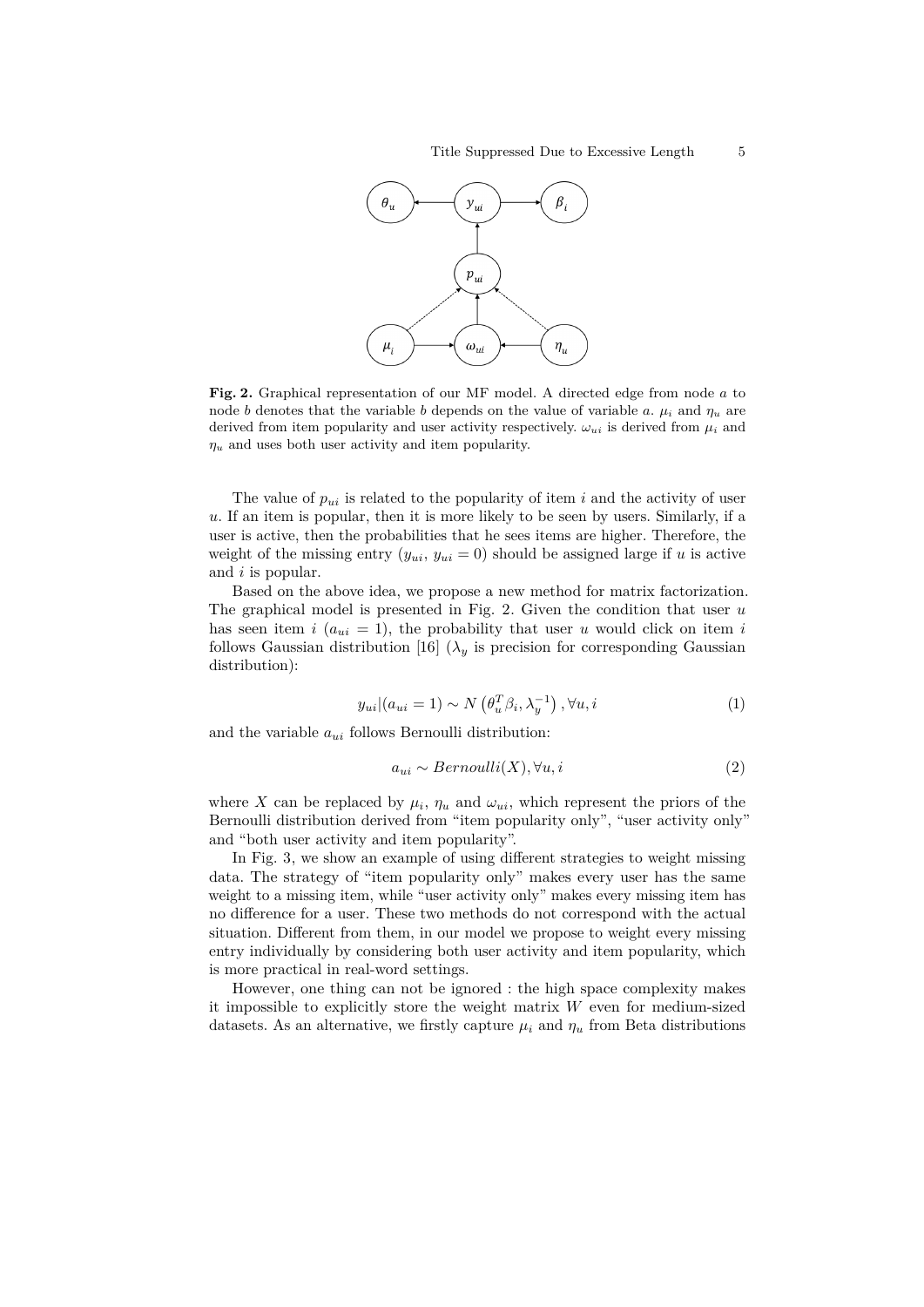**Fig. 2.** Graphical representation of our MF model. A directed edge from node $a$ to node $b$ denotes that the variable $b$ depends on the value of variable $a$. $\mu_i$ and $\eta_u$ are derived from item popularity and user activity respectively. $\omega_{ui}$ is derived from $\mu_i$ and $\eta_u$ and uses both user activity and item popularity.

The value of $p_{ui}$ is related to the popularity of item $i$ and the activity of user $u$. If an item is popular, then it is more likely to be seen by users. Similarly, if a user is active, then the probabilities that he sees items are higher. Therefore, the weight of the missing entry ($y_{ui}$, $y_{ui} = 0$) should be assigned large if $u$ is active and $i$ is popular.

Based on the above idea, we propose a new method for matrix factorization. The graphical model is presented in Fig. 2. Given the condition that user $u$ has seen item $i$ ($a_{ui} = 1$), the probability that user $u$ would click on item $i$ follows Gaussian distribution [16] ($\lambda_y$ is precision for corresponding Gaussian distribution):

$$y_{ui}|(a_{ui} = 1) \sim N\left(\theta_u^T \beta_i, \lambda_y^{-1}\right), \forall u, i \tag{1}$$

and the variable $a_{ui}$ follows Bernoulli distribution:

$$a_{ui} \sim Bernoulli(X), \forall u, i \tag{2}$$

where $X$ can be replaced by $\mu_i$, $\eta_u$ and $\omega_{ui}$, which represent the priors of the Bernoulli distribution derived from "item popularity only", "user activity only" and "both user activity and item popularity".

In Fig. 3, we show an example of using different strategies to weight missing data. The strategy of "item popularity only" makes every user has the same weight to a missing item, while "user activity only" makes every missing item has no difference for a user. These two methods do not correspond with the actual situation. Different from them, in our model we propose to weight every missing entry individually by considering both user activity and item popularity, which is more practical in real-word settings.

However, one thing can not be ignored : the high space complexity makes it impossible to explicitly store the weight matrix $W$ even for medium-sized datasets. As an alternative, we firstly capture $\mu_i$ and $\eta_u$ from Beta distributions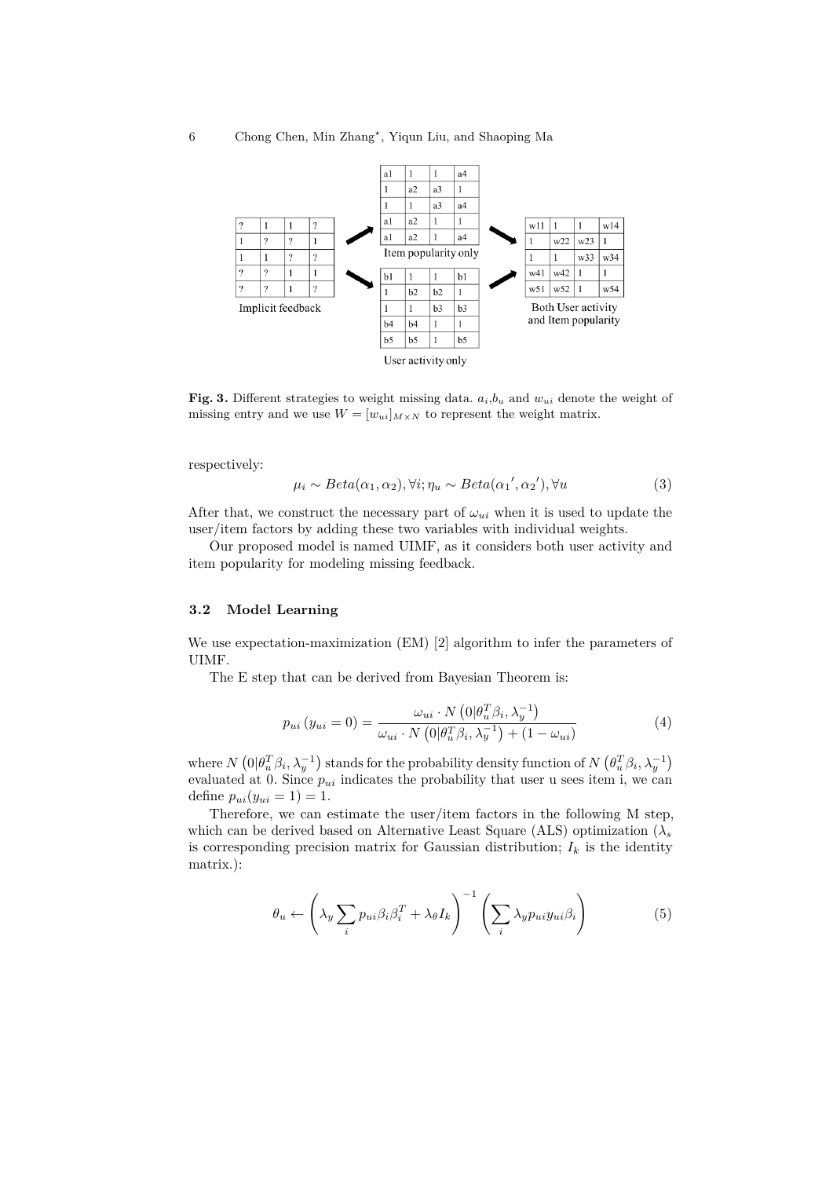| ? | 1 | 1 | ? |
|---|---|---|---|
| 1 | ? | ? | 1 |
| 1 | 1 | ? | ? |
| ? | ? | 1 | 1 |
| ? | ? | 1 | ? |

Implicit feedback

| a1 | 1 | 1 | a4 |
|---|---|---|---|
| 1 | a2 | a3 | 1 |
| 1 | 1 | a3 | a4 |
| a1 | a2 | 1 | 1 |
| a1 | a2 | 1 | a4 |

Item popularity only

| b1 | 1 | 1 | b1 |
|---|---|---|---|
| 1 | b2 | b2 | 1 |
| 1 | 1 | b3 | b3 |
| b4 | b4 | 1 | 1 |
| b5 | b5 | 1 | b5 |

User activity only

| w11 | 1 | 1 | w14 |
|---|---|---|---|
| 1 | w22 | w23 | 1 |
| 1 | 1 | w33 | w34 |
| w41 | w42 | 1 | 1 |
| w51 | w52 | 1 | w54 |

Both User activity and Item popularity

**Fig. 3.** Different strategies to weight missing data. $a_i$,$b_u$ and $w_{ui}$ denote the weight of missing entry and we use $W = [w_{ui}]_{M\times N}$ to represent the weight matrix.

respectively:

$$\mu_i \sim Beta(\alpha_1, \alpha_2), \forall i; \eta_u \sim Beta({\alpha_1}', {\alpha_2}'), \forall u \tag{3}$$

After that, we construct the necessary part of $\omega_{ui}$ when it is used to update the user/item factors by adding these two variables with individual weights.

Our proposed model is named UIMF, as it considers both user activity and item popularity for modeling missing feedback.

### 3.2 Model Learning

We use expectation-maximization (EM) [2] algorithm to infer the parameters of UIMF.

The E step that can be derived from Bayesian Theorem is:

$$p_{ui}\left(y_{ui}=0\right) = \frac{\omega_{ui}\cdot N\left(0|\theta_u^T\beta_i, \lambda_y^{-1}\right)}{\omega_{ui}\cdot N\left(0|\theta_u^T\beta_i, \lambda_y^{-1}\right) + (1-\omega_{ui})} \tag{4}$$

where $N\left(0|\theta_u^T\beta_i, \lambda_y^{-1}\right)$ stands for the probability density function of $N\left(\theta_u^T\beta_i, \lambda_y^{-1}\right)$ evaluated at 0. Since $p_{ui}$ indicates the probability that user u sees item i, we can define $p_{ui}(y_{ui}=1)=1$.

Therefore, we can estimate the user/item factors in the following M step, which can be derived based on Alternative Least Square (ALS) optimization ($\lambda_s$ is corresponding precision matrix for Gaussian distribution; $I_k$ is the identity matrix.):

$$\theta_u \leftarrow \left(\lambda_y \sum_i p_{ui}\beta_i\beta_i^T + \lambda_\theta I_k\right)^{-1}\left(\sum_i \lambda_y p_{ui} y_{ui}\beta_i\right) \tag{5}$$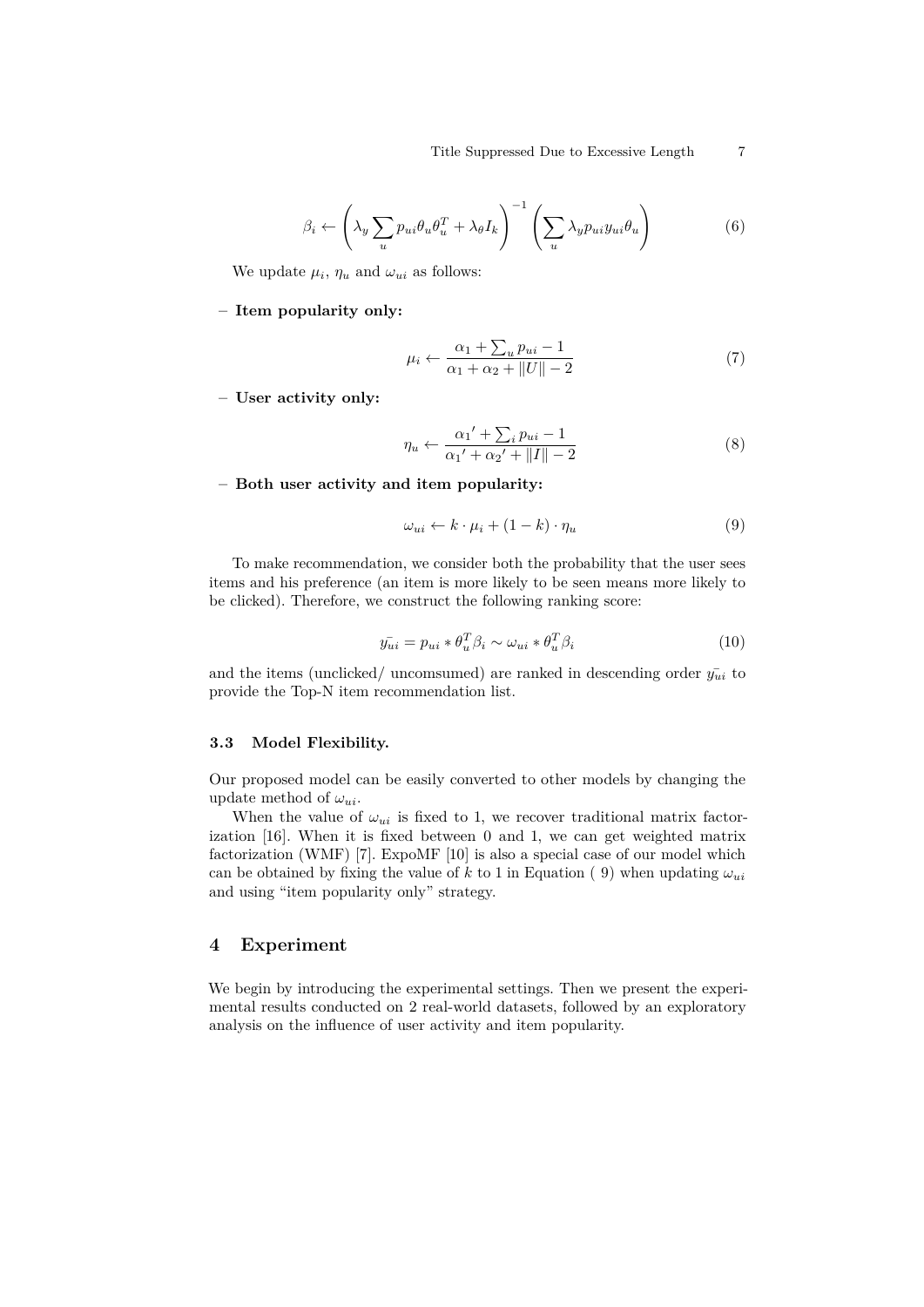$$\beta_i \leftarrow \left( \lambda_y \sum_u p_{ui} \theta_u \theta_u^T + \lambda_\theta I_k \right)^{-1} \left( \sum_u \lambda_y p_{ui} y_{ui} \theta_u \right) \tag{6}$$

We update $\mu_i$, $\eta_u$ and $\omega_{ui}$ as follows:

– **Item popularity only:**

$$\mu_i \leftarrow \frac{\alpha_1 + \sum_u p_{ui} - 1}{\alpha_1 + \alpha_2 + \|U\| - 2} \tag{7}$$

– **User activity only:**

$$\eta_u \leftarrow \frac{\alpha_1{}' + \sum_i p_{ui} - 1}{\alpha_1{}' + \alpha_2{}' + \|I\| - 2} \tag{8}$$

– **Both user activity and item popularity:**

$$\omega_{ui} \leftarrow k \cdot \mu_i + (1 - k) \cdot \eta_u \tag{9}$$

To make recommendation, we consider both the probability that the user sees items and his preference (an item is more likely to be seen means more likely to be clicked). Therefore, we construct the following ranking score:

$$\bar{y_{ui}} = p_{ui} * \theta_u^T \beta_i \sim \omega_{ui} * \theta_u^T \beta_i \tag{10}$$

and the items (unclicked/ uncomsumed) are ranked in descending order $\bar{y_{ui}}$ to provide the Top-N item recommendation list.

### 3.3 Model Flexibility.

Our proposed model can be easily converted to other models by changing the update method of $\omega_{ui}$.

When the value of $\omega_{ui}$ is fixed to 1, we recover traditional matrix factorization [16]. When it is fixed between 0 and 1, we can get weighted matrix factorization (WMF) [7]. ExpoMF [10] is also a special case of our model which can be obtained by fixing the value of $k$ to 1 in Equation ( 9) when updating $\omega_{ui}$ and using "item popularity only" strategy.

## 4 Experiment

We begin by introducing the experimental settings. Then we present the experimental results conducted on 2 real-world datasets, followed by an exploratory analysis on the influence of user activity and item popularity.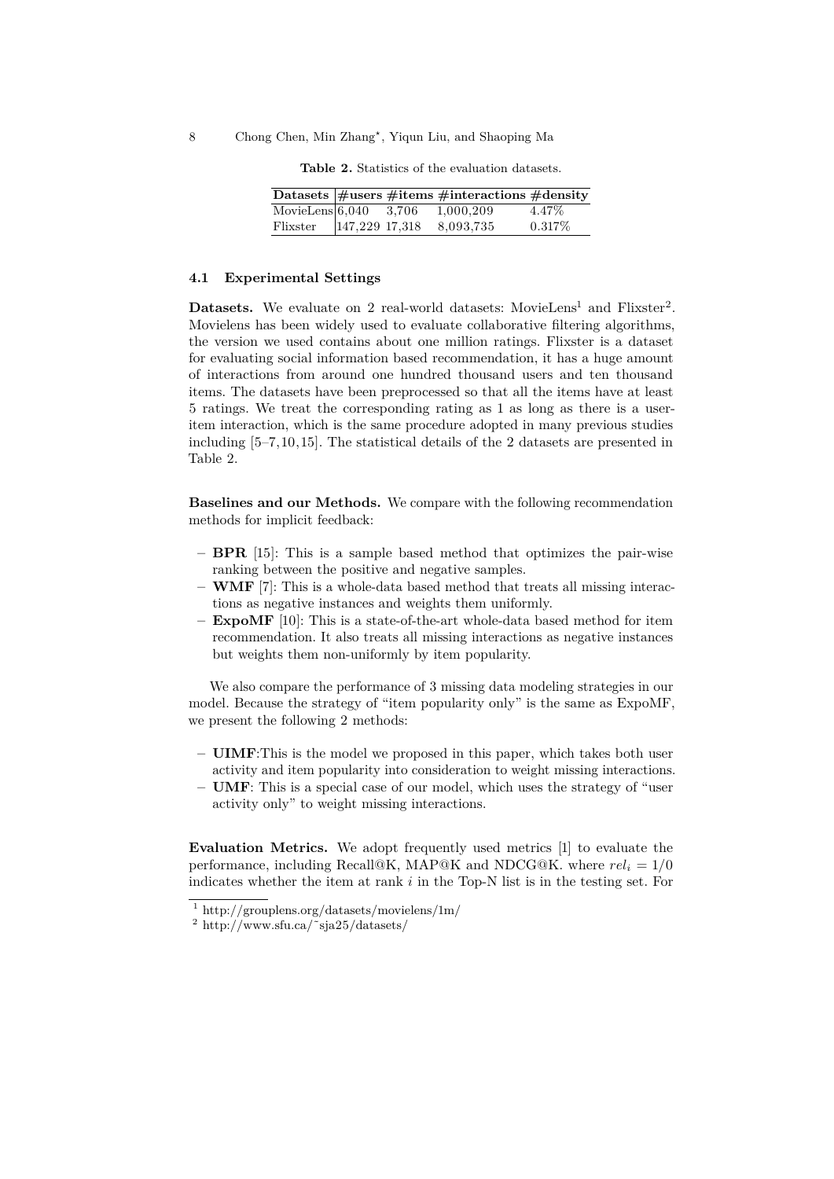**Table 2.** Statistics of the evaluation datasets.

| Datasets | #users | #items | #interactions | #density |
|---|---|---|---|---|
| MovieLens | 6,040 | 3,706 | 1,000,209 | 4.47% |
| Flixster | 147,229 | 17,318 | 8,093,735 | 0.317% |

### 4.1 Experimental Settings

**Datasets.** We evaluate on 2 real-world datasets: MovieLens[1] and Flixster[2]. Movielens has been widely used to evaluate collaborative filtering algorithms, the version we used contains about one million ratings. Flixster is a dataset for evaluating social information based recommendation, it has a huge amount of interactions from around one hundred thousand users and ten thousand items. The datasets have been preprocessed so that all the items have at least 5 ratings. We treat the corresponding rating as 1 as long as there is a user-item interaction, which is the same procedure adopted in many previous studies including [5–7,10,15]. The statistical details of the 2 datasets are presented in Table 2.

**Baselines and our Methods.** We compare with the following recommendation methods for implicit feedback:

- **BPR** [15]: This is a sample based method that optimizes the pair-wise ranking between the positive and negative samples.
- **WMF** [7]: This is a whole-data based method that treats all missing interactions as negative instances and weights them uniformly.
- **ExpoMF** [10]: This is a state-of-the-art whole-data based method for item recommendation. It also treats all missing interactions as negative instances but weights them non-uniformly by item popularity.

We also compare the performance of 3 missing data modeling strategies in our model. Because the strategy of "item popularity only" is the same as ExpoMF, we present the following 2 methods:

- **UIMF**:This is the model we proposed in this paper, which takes both user activity and item popularity into consideration to weight missing interactions.
- **UMF**: This is a special case of our model, which uses the strategy of "user activity only" to weight missing interactions.

**Evaluation Metrics.** We adopt frequently used metrics [1] to evaluate the performance, including Recall@K, MAP@K and NDCG@K. where $rel_i = 1/0$ indicates whether the item at rank $i$ in the Top-N list is in the testing set. For

[1] http://grouplens.org/datasets/movielens/1m/

[2] http://www.sfu.ca/~sja25/datasets/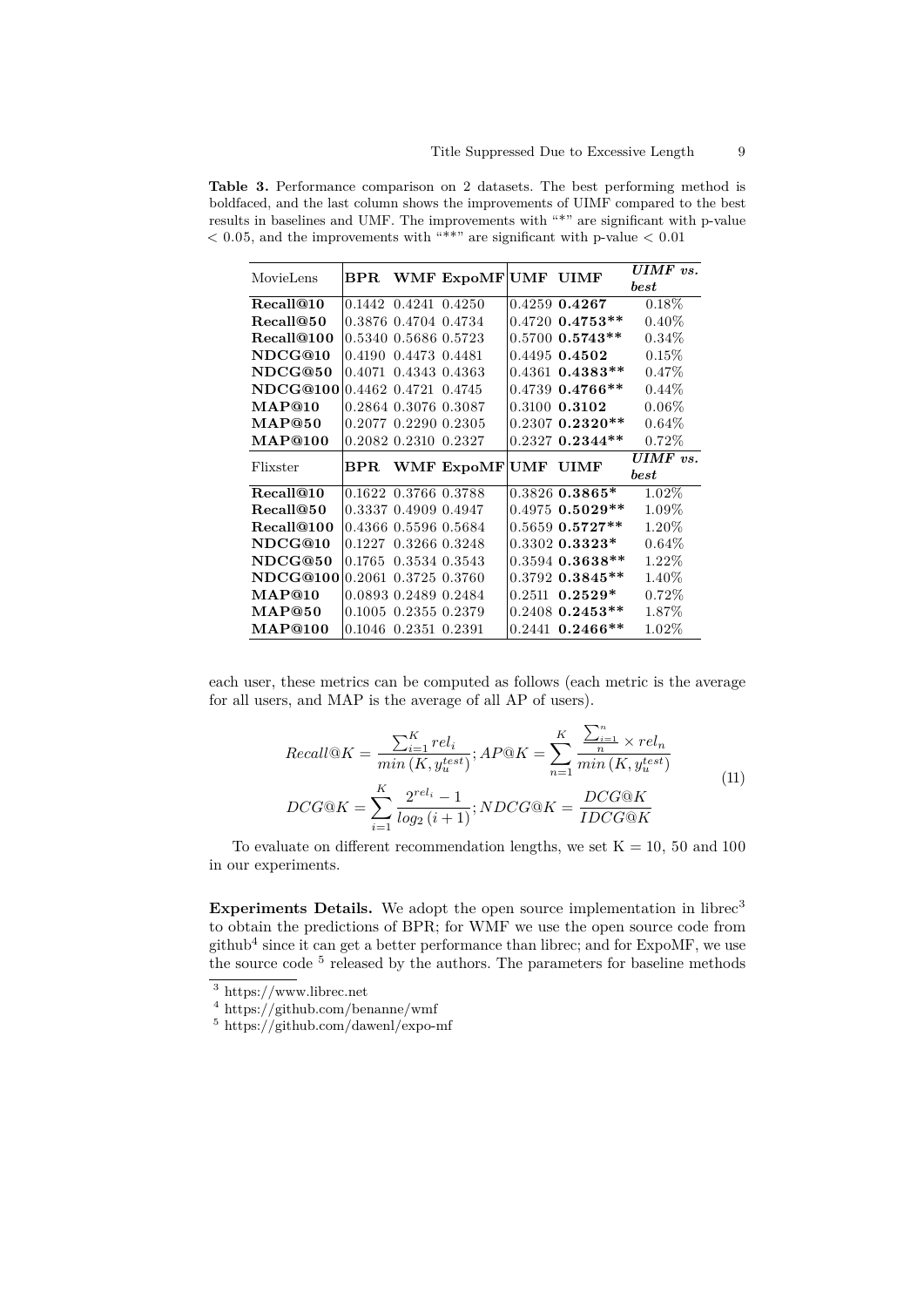**Table 3.** Performance comparison on 2 datasets. The best performing method is boldfaced, and the last column shows the improvements of UIMF compared to the best results in baselines and UMF. The improvements with "*" are significant with p-value $< 0.05$, and the improvements with "**" are significant with p-value $< 0.01$

| MovieLens | BPR | WMF | ExpoMF | UMF | UIMF | *UIMF vs. best* |
|---|---|---|---|---|---|---|
| **Recall@10** | 0.1442 | 0.4241 | 0.4250 | 0.4259 | **0.4267** | 0.18% |
| **Recall@50** | 0.3876 | 0.4704 | 0.4734 | 0.4720 | **0.4753\*\*** | 0.40% |
| **Recall@100** | 0.5340 | 0.5686 | 0.5723 | 0.5700 | **0.5743\*\*** | 0.34% |
| **NDCG@10** | 0.4190 | 0.4473 | 0.4481 | 0.4495 | **0.4502** | 0.15% |
| **NDCG@50** | 0.4071 | 0.4343 | 0.4363 | 0.4361 | **0.4383\*\*** | 0.47% |
| **NDCG@100** | 0.4462 | 0.4721 | 0.4745 | 0.4739 | **0.4766\*\*** | 0.44% |
| **MAP@10** | 0.2864 | 0.3076 | 0.3087 | 0.3100 | **0.3102** | 0.06% |
| **MAP@50** | 0.2077 | 0.2290 | 0.2305 | 0.2307 | **0.2320\*\*** | 0.64% |
| **MAP@100** | 0.2082 | 0.2310 | 0.2327 | 0.2327 | **0.2344\*\*** | 0.72% |
| Flixster | **BPR** | **WMF** | **ExpoMF** | **UMF** | **UIMF** | *UIMF vs. best* |
| **Recall@10** | 0.1622 | 0.3766 | 0.3788 | 0.3826 | **0.3865\*** | 1.02% |
| **Recall@50** | 0.3337 | 0.4909 | 0.4947 | 0.4975 | **0.5029\*\*** | 1.09% |
| **Recall@100** | 0.4366 | 0.5596 | 0.5684 | 0.5659 | **0.5727\*\*** | 1.20% |
| **NDCG@10** | 0.1227 | 0.3266 | 0.3248 | 0.3302 | **0.3323\*** | 0.64% |
| **NDCG@50** | 0.1765 | 0.3534 | 0.3543 | 0.3594 | **0.3638\*\*** | 1.22% |
| **NDCG@100** | 0.2061 | 0.3725 | 0.3760 | 0.3792 | **0.3845\*\*** | 1.40% |
| **MAP@10** | 0.0893 | 0.2489 | 0.2484 | 0.2511 | **0.2529\*** | 0.72% |
| **MAP@50** | 0.1005 | 0.2355 | 0.2379 | 0.2408 | **0.2453\*\*** | 1.87% |
| **MAP@100** | 0.1046 | 0.2351 | 0.2391 | 0.2441 | **0.2466\*\*** | 1.02% |

each user, these metrics can be computed as follows (each metric is the average for all users, and MAP is the average of all AP of users).

$$
\begin{aligned}
Recall@K &= \frac{\sum_{i=1}^{K} rel_i}{min\left(K, y_u^{test}\right)}; AP@K = \sum_{n=1}^{K} \frac{\frac{\sum_{i=1}^{n}}{n} \times rel_n}{min\left(K, y_u^{test}\right)} \\
DCG@K &= \sum_{i=1}^{K} \frac{2^{rel_i} - 1}{log_2\left(i+1\right)}; NDCG@K = \frac{DCG@K}{IDCG@K}
\end{aligned}
\tag{11}
$$

To evaluate on different recommendation lengths, we set K = 10, 50 and 100 in our experiments.

**Experiments Details.** We adopt the open source implementation in librec[3] to obtain the predictions of BPR; for WMF we use the open source code from github[4] since it can get a better performance than librec; and for ExpoMF, we use the source code [5] released by the authors. The parameters for baseline methods

[3] https://www.librec.net

[4] https://github.com/benanne/wmf

[5] https://github.com/dawenl/expo-mf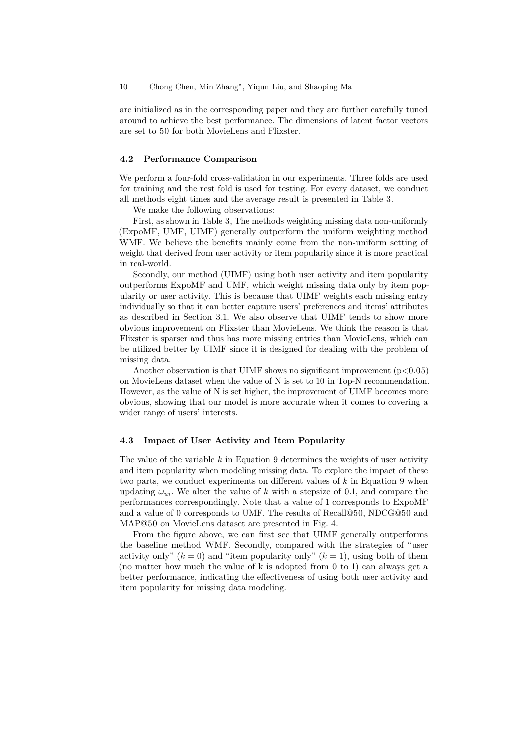are initialized as in the corresponding paper and they are further carefully tuned around to achieve the best performance. The dimensions of latent factor vectors are set to 50 for both MovieLens and Flixster.

### 4.2 Performance Comparison

We perform a four-fold cross-validation in our experiments. Three folds are used for training and the rest fold is used for testing. For every dataset, we conduct all methods eight times and the average result is presented in Table 3.

We make the following observations:

First, as shown in Table 3, The methods weighting missing data non-uniformly (ExpoMF, UMF, UIMF) generally outperform the uniform weighting method WMF. We believe the benefits mainly come from the non-uniform setting of weight that derived from user activity or item popularity since it is more practical in real-world.

Secondly, our method (UIMF) using both user activity and item popularity outperforms ExpoMF and UMF, which weight missing data only by item popularity or user activity. This is because that UIMF weights each missing entry individually so that it can better capture users' preferences and items' attributes as described in Section 3.1. We also observe that UIMF tends to show more obvious improvement on Flixster than MovieLens. We think the reason is that Flixster is sparser and thus has more missing entries than MovieLens, which can be utilized better by UIMF since it is designed for dealing with the problem of missing data.

Another observation is that UIMF shows no significant improvement ($p<0.05$) on MovieLens dataset when the value of N is set to 10 in Top-N recommendation. However, as the value of N is set higher, the improvement of UIMF becomes more obvious, showing that our model is more accurate when it comes to covering a wider range of users' interests.

### 4.3 Impact of User Activity and Item Popularity

The value of the variable $k$ in Equation 9 determines the weights of user activity and item popularity when modeling missing data. To explore the impact of these two parts, we conduct experiments on different values of $k$ in Equation 9 when updating $\omega_{ui}$. We alter the value of $k$ with a stepsize of 0.1, and compare the performances correspondingly. Note that a value of 1 corresponds to ExpoMF and a value of 0 corresponds to UMF. The results of Recall@50, NDCG@50 and MAP@50 on MovieLens dataset are presented in Fig. 4.

From the figure above, we can first see that UIMF generally outperforms the baseline method WMF. Secondly, compared with the strategies of "user activity only" ($k = 0$) and "item popularity only" ($k = 1$), using both of them (no matter how much the value of k is adopted from 0 to 1) can always get a better performance, indicating the effectiveness of using both user activity and item popularity for missing data modeling.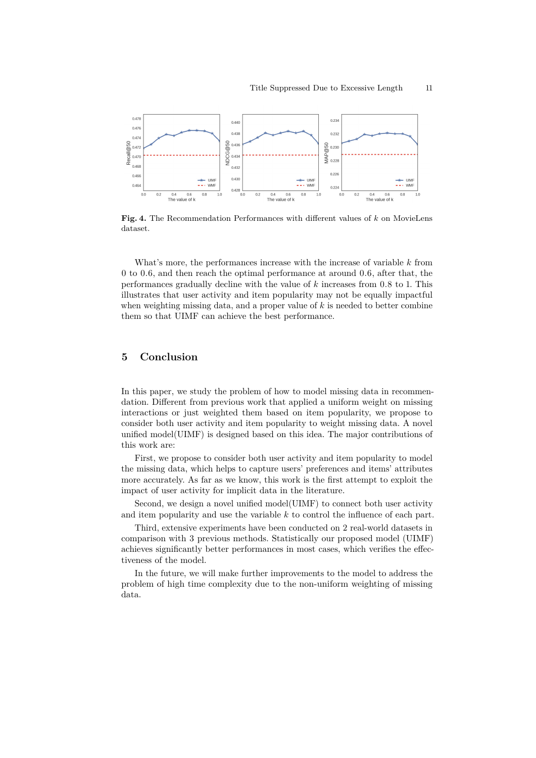**Fig. 4.** The Recommendation Performances with different values of $k$ on MovieLens dataset.

What's more, the performances increase with the increase of variable $k$ from 0 to 0.6, and then reach the optimal performance at around 0.6, after that, the performances gradually decline with the value of $k$ increases from 0.8 to 1. This illustrates that user activity and item popularity may not be equally impactful when weighting missing data, and a proper value of $k$ is needed to better combine them so that UIMF can achieve the best performance.

## 5 Conclusion

In this paper, we study the problem of how to model missing data in recommendation. Different from previous work that applied a uniform weight on missing interactions or just weighted them based on item popularity, we propose to consider both user activity and item popularity to weight missing data. A novel unified model(UIMF) is designed based on this idea. The major contributions of this work are:

First, we propose to consider both user activity and item popularity to model the missing data, which helps to capture users' preferences and items' attributes more accurately. As far as we know, this work is the first attempt to exploit the impact of user activity for implicit data in the literature.

Second, we design a novel unified model(UIMF) to connect both user activity and item popularity and use the variable $k$ to control the influence of each part.

Third, extensive experiments have been conducted on 2 real-world datasets in comparison with 3 previous methods. Statistically our proposed model (UIMF) achieves significantly better performances in most cases, which verifies the effectiveness of the model.

In the future, we will make further improvements to the model to address the problem of high time complexity due to the non-uniform weighting of missing data.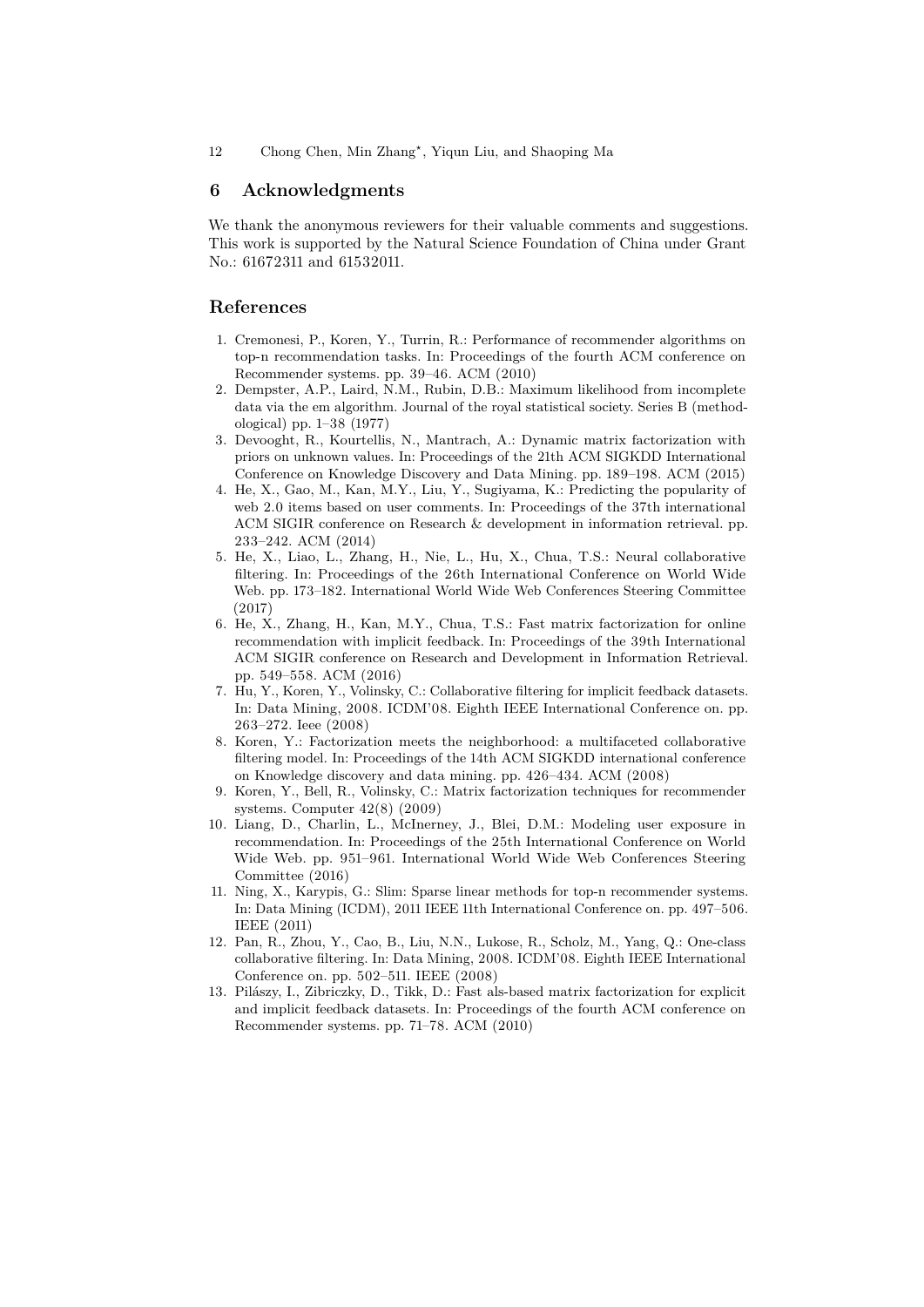## 6 Acknowledgments

We thank the anonymous reviewers for their valuable comments and suggestions. This work is supported by the Natural Science Foundation of China under Grant No.: 61672311 and 61532011.

## References

1. Cremonesi, P., Koren, Y., Turrin, R.: Performance of recommender algorithms on top-n recommendation tasks. In: Proceedings of the fourth ACM conference on Recommender systems. pp. 39–46. ACM (2010)
2. Dempster, A.P., Laird, N.M., Rubin, D.B.: Maximum likelihood from incomplete data via the em algorithm. Journal of the royal statistical society. Series B (methodological) pp. 1–38 (1977)
3. Devooght, R., Kourtellis, N., Mantrach, A.: Dynamic matrix factorization with priors on unknown values. In: Proceedings of the 21th ACM SIGKDD International Conference on Knowledge Discovery and Data Mining. pp. 189–198. ACM (2015)
4. He, X., Gao, M., Kan, M.Y., Liu, Y., Sugiyama, K.: Predicting the popularity of web 2.0 items based on user comments. In: Proceedings of the 37th international ACM SIGIR conference on Research & development in information retrieval. pp. 233–242. ACM (2014)
5. He, X., Liao, L., Zhang, H., Nie, L., Hu, X., Chua, T.S.: Neural collaborative filtering. In: Proceedings of the 26th International Conference on World Wide Web. pp. 173–182. International World Wide Web Conferences Steering Committee (2017)
6. He, X., Zhang, H., Kan, M.Y., Chua, T.S.: Fast matrix factorization for online recommendation with implicit feedback. In: Proceedings of the 39th International ACM SIGIR conference on Research and Development in Information Retrieval. pp. 549–558. ACM (2016)
7. Hu, Y., Koren, Y., Volinsky, C.: Collaborative filtering for implicit feedback datasets. In: Data Mining, 2008. ICDM'08. Eighth IEEE International Conference on. pp. 263–272. Ieee (2008)
8. Koren, Y.: Factorization meets the neighborhood: a multifaceted collaborative filtering model. In: Proceedings of the 14th ACM SIGKDD international conference on Knowledge discovery and data mining. pp. 426–434. ACM (2008)
9. Koren, Y., Bell, R., Volinsky, C.: Matrix factorization techniques for recommender systems. Computer 42(8) (2009)
10. Liang, D., Charlin, L., McInerney, J., Blei, D.M.: Modeling user exposure in recommendation. In: Proceedings of the 25th International Conference on World Wide Web. pp. 951–961. International World Wide Web Conferences Steering Committee (2016)
11. Ning, X., Karypis, G.: Slim: Sparse linear methods for top-n recommender systems. In: Data Mining (ICDM), 2011 IEEE 11th International Conference on. pp. 497–506. IEEE (2011)
12. Pan, R., Zhou, Y., Cao, B., Liu, N.N., Lukose, R., Scholz, M., Yang, Q.: One-class collaborative filtering. In: Data Mining, 2008. ICDM'08. Eighth IEEE International Conference on. pp. 502–511. IEEE (2008)
13. Pilászy, I., Zibriczky, D., Tikk, D.: Fast als-based matrix factorization for explicit and implicit feedback datasets. In: Proceedings of the fourth ACM conference on Recommender systems. pp. 71–78. ACM (2010)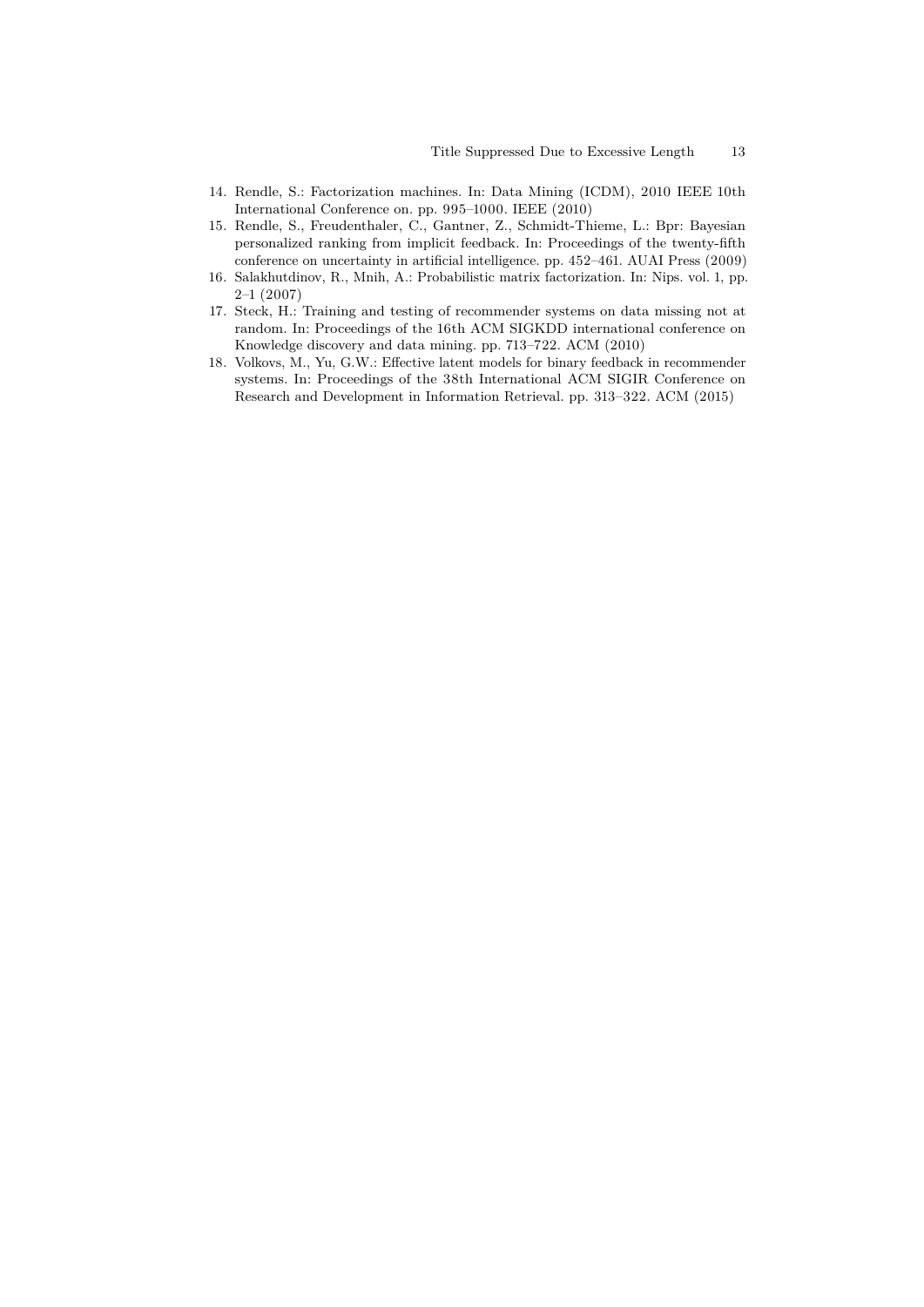14. Rendle, S.: Factorization machines. In: Data Mining (ICDM), 2010 IEEE 10th International Conference on. pp. 995–1000. IEEE (2010)
15. Rendle, S., Freudenthaler, C., Gantner, Z., Schmidt-Thieme, L.: Bpr: Bayesian personalized ranking from implicit feedback. In: Proceedings of the twenty-fifth conference on uncertainty in artificial intelligence. pp. 452–461. AUAI Press (2009)
16. Salakhutdinov, R., Mnih, A.: Probabilistic matrix factorization. In: Nips. vol. 1, pp. 2–1 (2007)
17. Steck, H.: Training and testing of recommender systems on data missing not at random. In: Proceedings of the 16th ACM SIGKDD international conference on Knowledge discovery and data mining. pp. 713–722. ACM (2010)
18. Volkovs, M., Yu, G.W.: Effective latent models for binary feedback in recommender systems. In: Proceedings of the 38th International ACM SIGIR Conference on Research and Development in Information Retrieval. pp. 313–322. ACM (2015)